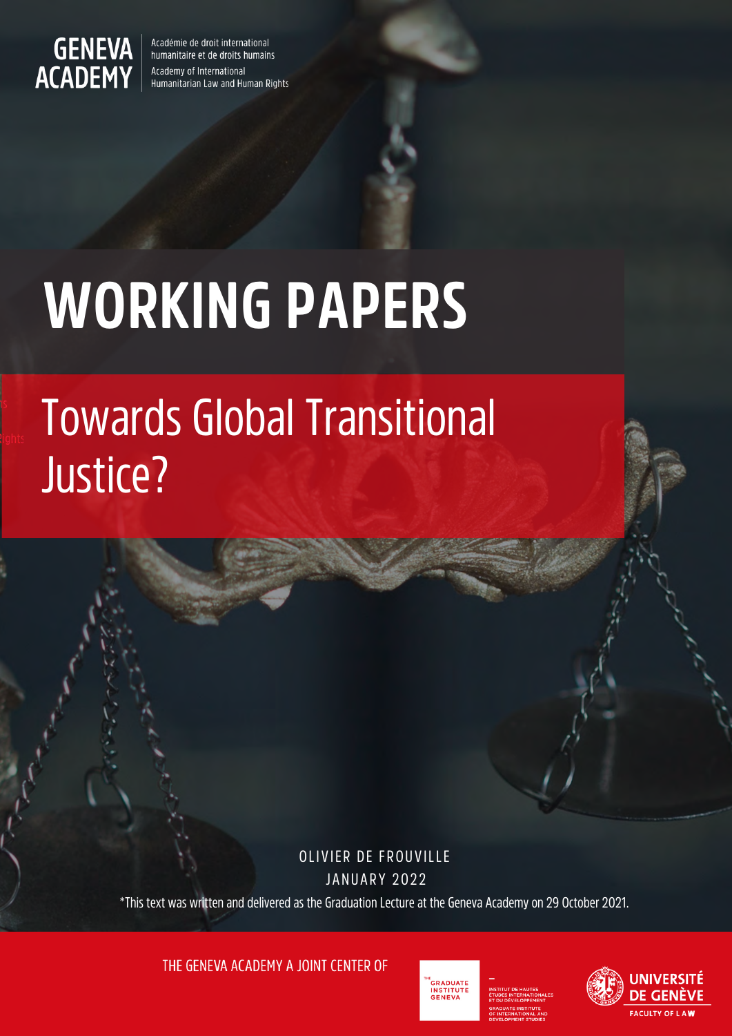GENEVA ACADEMY

Académie de droit international humanitaire et de droits humains

Academy of International Humanitarian Law and Human Rights

# WORKING PAPERS

## Towards Global Transitional Justice?

OLIVIER DE FROUVILLE

JANUARY 2022

*This text was written and delivered as the Graduation Lecture at the Geneva Academy on 29 October 2021.

THE GENEVA ACADEMY A JOINT CENTER OF

THE GRADUATE INSTITUTE GENEVA

INSTITUT DE HAUTES ÉTUDES INTERNATIONALES ET DU DÉVELOPPEMENT

GRADUATE INSTITUTE OF INTERNATIONAL AND DEVELOPMENT STUDIES

UNIVERSITÉ DE GENÈVE

FACULTY OF LAW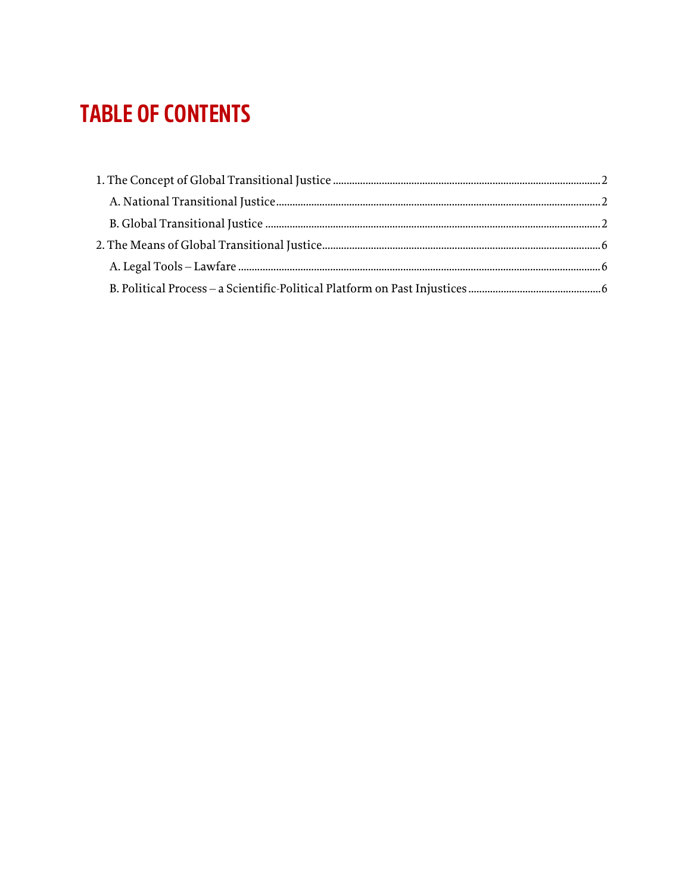# TABLE OF CONTENTS

1. The Concept of Global Transitional Justice ..... 2
   - A. National Transitional Justice ..... 2
   - B. Global Transitional Justice ..... 2
2. The Means of Global Transitional Justice ..... 6
   - A. Legal Tools – Lawfare ..... 6
   - B. Political Process – a Scientific-Political Platform on Past Injustices ..... 6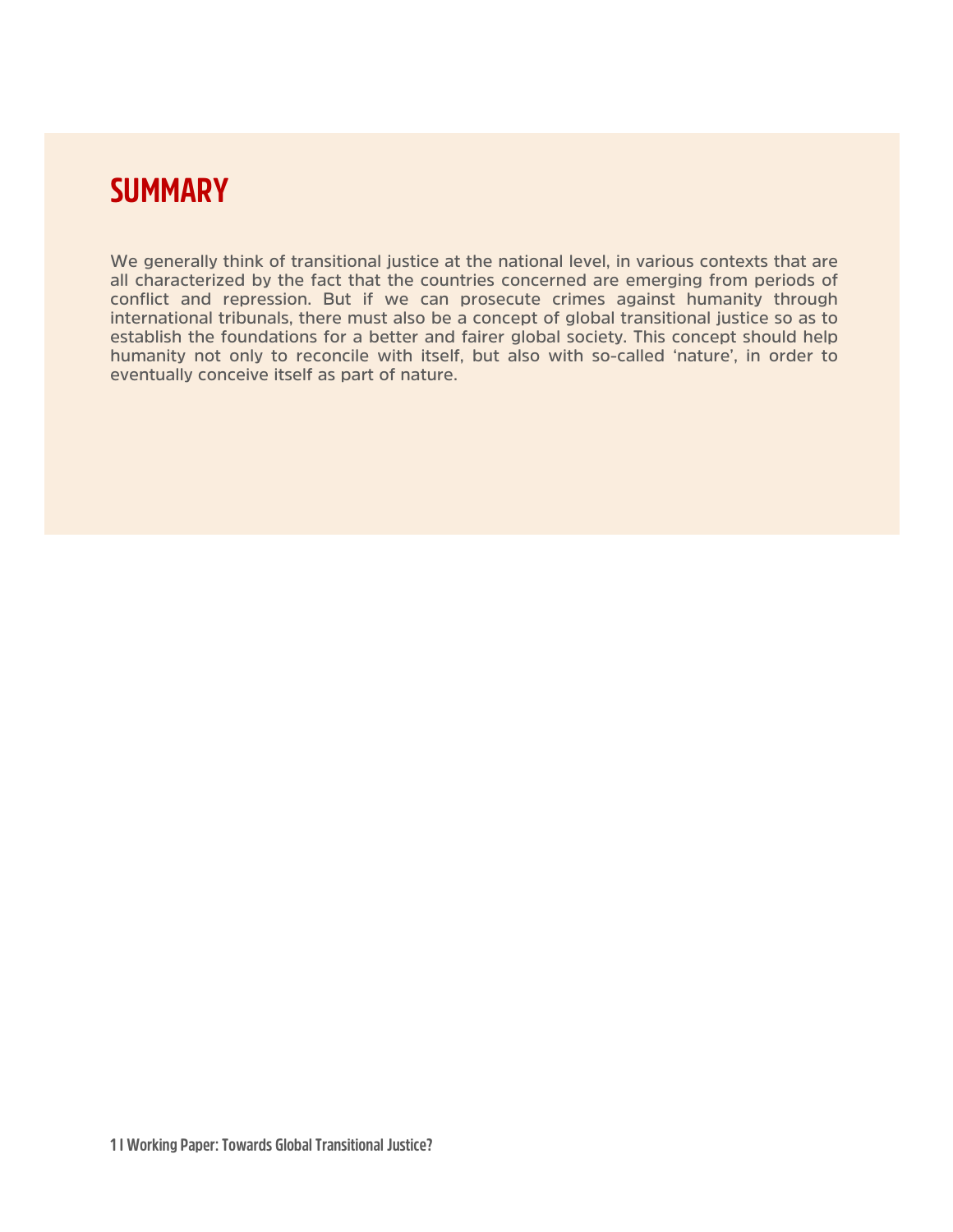## SUMMARY

We generally think of transitional justice at the national level, in various contexts that are all characterized by the fact that the countries concerned are emerging from periods of conflict and repression. But if we can prosecute crimes against humanity through international tribunals, there must also be a concept of global transitional justice so as to establish the foundations for a better and fairer global society. This concept should help humanity not only to reconcile with itself, but also with so-called 'nature', in order to eventually conceive itself as part of nature.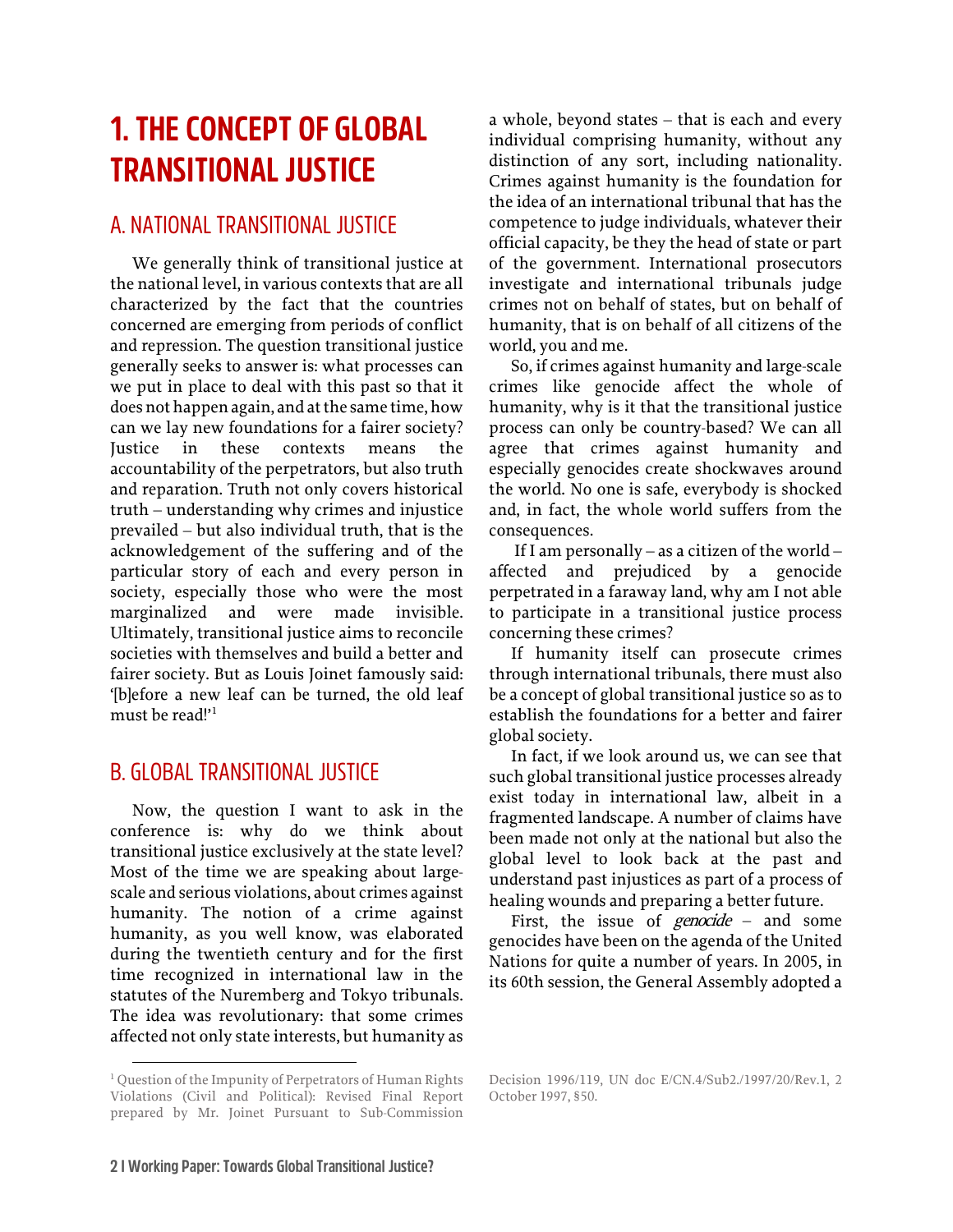# 1. THE CONCEPT OF GLOBAL TRANSITIONAL JUSTICE

## A. NATIONAL TRANSITIONAL JUSTICE

We generally think of transitional justice at the national level, in various contexts that are all characterized by the fact that the countries concerned are emerging from periods of conflict and repression. The question transitional justice generally seeks to answer is: what processes can we put in place to deal with this past so that it does not happen again, and at the same time, how can we lay new foundations for a fairer society? Justice in these contexts means the accountability of the perpetrators, but also truth and reparation. Truth not only covers historical truth – understanding why crimes and injustice prevailed – but also individual truth, that is the acknowledgement of the suffering and of the particular story of each and every person in society, especially those who were the most marginalized and were made invisible. Ultimately, transitional justice aims to reconcile societies with themselves and build a better and fairer society. But as Louis Joinet famously said: '[b]efore a new leaf can be turned, the old leaf must be read!'[1]

## B. GLOBAL TRANSITIONAL JUSTICE

Now, the question I want to ask in the conference is: why do we think about transitional justice exclusively at the state level? Most of the time we are speaking about large-scale and serious violations, about crimes against humanity. The notion of a crime against humanity, as you well know, was elaborated during the twentieth century and for the first time recognized in international law in the statutes of the Nuremberg and Tokyo tribunals. The idea was revolutionary: that some crimes affected not only state interests, but humanity as a whole, beyond states – that is each and every individual comprising humanity, without any distinction of any sort, including nationality. Crimes against humanity is the foundation for the idea of an international tribunal that has the competence to judge individuals, whatever their official capacity, be they the head of state or part of the government. International prosecutors investigate and international tribunals judge crimes not on behalf of states, but on behalf of humanity, that is on behalf of all citizens of the world, you and me.

So, if crimes against humanity and large-scale crimes like genocide affect the whole of humanity, why is it that the transitional justice process can only be country-based? We can all agree that crimes against humanity and especially genocides create shockwaves around the world. No one is safe, everybody is shocked and, in fact, the whole world suffers from the consequences.

If I am personally – as a citizen of the world – affected and prejudiced by a genocide perpetrated in a faraway land, why am I not able to participate in a transitional justice process concerning these crimes?

If humanity itself can prosecute crimes through international tribunals, there must also be a concept of global transitional justice so as to establish the foundations for a better and fairer global society.

In fact, if we look around us, we can see that such global transitional justice processes already exist today in international law, albeit in a fragmented landscape. A number of claims have been made not only at the national but also the global level to look back at the past and understand past injustices as part of a process of healing wounds and preparing a better future.

First, the issue of *genocide* – and some genocides have been on the agenda of the United Nations for quite a number of years. In 2005, in its 60th session, the General Assembly adopted a

---

[1] Question of the Impunity of Perpetrators of Human Rights Violations (Civil and Political): Revised Final Report prepared by Mr. Joinet Pursuant to Sub-Commission Decision 1996/119, UN doc E/CN.4/Sub2./1997/20/Rev.1, 2 October 1997, §50.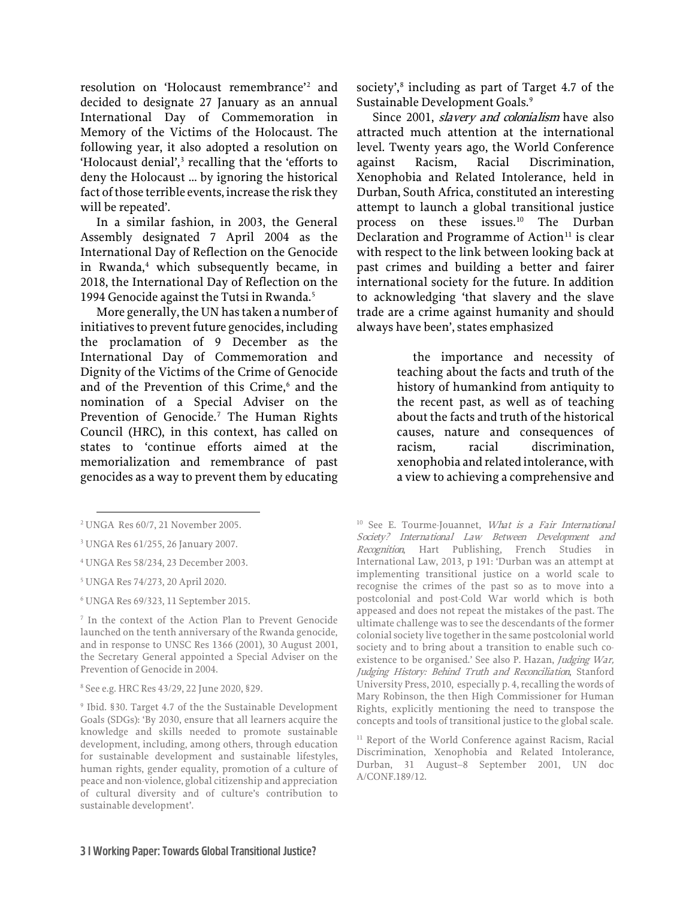resolution on 'Holocaust remembrance'[2] and decided to designate 27 January as an annual International Day of Commemoration in Memory of the Victims of the Holocaust. The following year, it also adopted a resolution on 'Holocaust denial',[3] recalling that the 'efforts to deny the Holocaust ... by ignoring the historical fact of those terrible events, increase the risk they will be repeated'.

In a similar fashion, in 2003, the General Assembly designated 7 April 2004 as the International Day of Reflection on the Genocide in Rwanda,[4] which subsequently became, in 2018, the International Day of Reflection on the 1994 Genocide against the Tutsi in Rwanda.[5]

More generally, the UN has taken a number of initiatives to prevent future genocides, including the proclamation of 9 December as the International Day of Commemoration and Dignity of the Victims of the Crime of Genocide and of the Prevention of this Crime,[6] and the nomination of a Special Adviser on the Prevention of Genocide.[7] The Human Rights Council (HRC), in this context, has called on states to 'continue efforts aimed at the memorialization and remembrance of past genocides as a way to prevent them by educating society',[8] including as part of Target 4.7 of the Sustainable Development Goals.[9]

Since 2001, *slavery and colonialism* have also attracted much attention at the international level. Twenty years ago, the World Conference against Racism, Racial Discrimination, Xenophobia and Related Intolerance, held in Durban, South Africa, constituted an interesting attempt to launch a global transitional justice process on these issues.[10] The Durban Declaration and Programme of Action[11] is clear with respect to the link between looking back at past crimes and building a better and fairer international society for the future. In addition to acknowledging 'that slavery and the slave trade are a crime against humanity and should always have been', states emphasized

> the importance and necessity of teaching about the facts and truth of the history of humankind from antiquity to the recent past, as well as of teaching about the facts and truth of the historical causes, nature and consequences of racism, racial discrimination, xenophobia and related intolerance, with a view to achieving a comprehensive and

---

[2] UNGA Res 60/7, 21 November 2005.

[3] UNGA Res 61/255, 26 January 2007.

[4] UNGA Res 58/234, 23 December 2003.

[5] UNGA Res 74/273, 20 April 2020.

[6] UNGA Res 69/323, 11 September 2015.

[7] In the context of the Action Plan to Prevent Genocide launched on the tenth anniversary of the Rwanda genocide, and in response to UNSC Res 1366 (2001), 30 August 2001, the Secretary General appointed a Special Adviser on the Prevention of Genocide in 2004.

[8] See e.g. HRC Res 43/29, 22 June 2020, §29.

[9] Ibid. §30. Target 4.7 of the the Sustainable Development Goals (SDGs): 'By 2030, ensure that all learners acquire the knowledge and skills needed to promote sustainable development, including, among others, through education for sustainable development and sustainable lifestyles, human rights, gender equality, promotion of a culture of peace and non-violence, global citizenship and appreciation of cultural diversity and of culture's contribution to sustainable development'.

[10] See E. Tourme-Jouannet, *What is a Fair International Society? International Law Between Development and Recognition*, Hart Publishing, French Studies in International Law, 2013, p 191: 'Durban was an attempt at implementing transitional justice on a world scale to recognise the crimes of the past so as to move into a postcolonial and post-Cold War world which is both appeased and does not repeat the mistakes of the past. The ultimate challenge was to see the descendants of the former colonial society live together in the same postcolonial world society and to bring about a transition to enable such co-existence to be organised.' See also P. Hazan, *Judging War, Judging History: Behind Truth and Reconciliation*, Stanford University Press, 2010, especially p. 4, recalling the words of Mary Robinson, the then High Commissioner for Human Rights, explicitly mentioning the need to transpose the concepts and tools of transitional justice to the global scale.

[11] Report of the World Conference against Racism, Racial Discrimination, Xenophobia and Related Intolerance, Durban, 31 August–8 September 2001, UN doc A/CONF.189/12.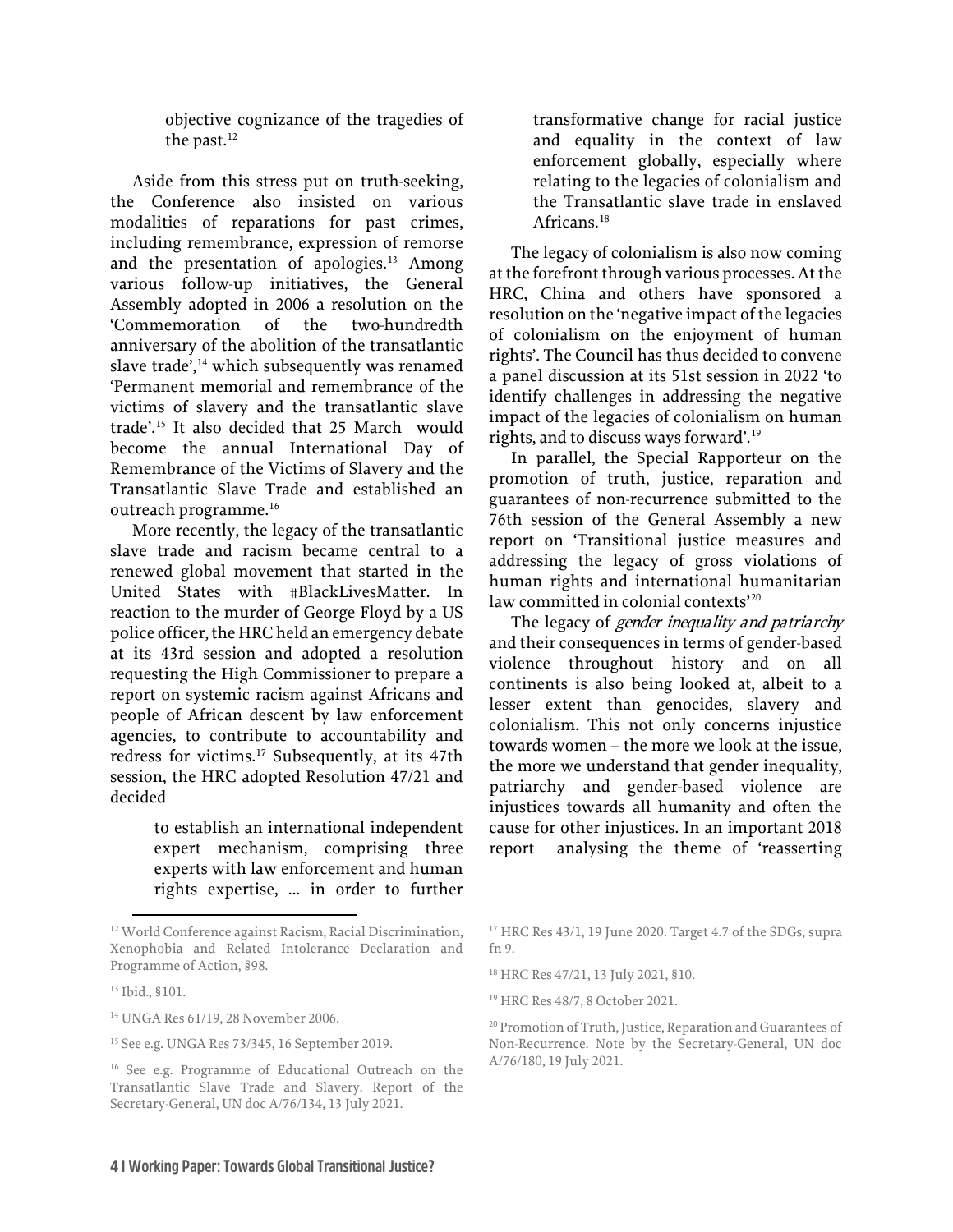> objective cognizance of the tragedies of the past.[12]

Aside from this stress put on truth-seeking, the Conference also insisted on various modalities of reparations for past crimes, including remembrance, expression of remorse and the presentation of apologies.[13] Among various follow-up initiatives, the General Assembly adopted in 2006 a resolution on the 'Commemoration of the two-hundredth anniversary of the abolition of the transatlantic slave trade',[14] which subsequently was renamed 'Permanent memorial and remembrance of the victims of slavery and the transatlantic slave trade'.[15] It also decided that 25 March would become the annual International Day of Remembrance of the Victims of Slavery and the Transatlantic Slave Trade and established an outreach programme.[16]

More recently, the legacy of the transatlantic slave trade and racism became central to a renewed global movement that started in the United States with #BlackLivesMatter. In reaction to the murder of George Floyd by a US police officer, the HRC held an emergency debate at its 43rd session and adopted a resolution requesting the High Commissioner to prepare a report on systemic racism against Africans and people of African descent by law enforcement agencies, to contribute to accountability and redress for victims.[17] Subsequently, at its 47th session, the HRC adopted Resolution 47/21 and decided

> to establish an international independent expert mechanism, comprising three experts with law enforcement and human rights expertise, … in order to further transformative change for racial justice and equality in the context of law enforcement globally, especially where relating to the legacies of colonialism and the Transatlantic slave trade in enslaved Africans.[18]

The legacy of colonialism is also now coming at the forefront through various processes. At the HRC, China and others have sponsored a resolution on the 'negative impact of the legacies of colonialism on the enjoyment of human rights'. The Council has thus decided to convene a panel discussion at its 51st session in 2022 'to identify challenges in addressing the negative impact of the legacies of colonialism on human rights, and to discuss ways forward'.[19]

In parallel, the Special Rapporteur on the promotion of truth, justice, reparation and guarantees of non-recurrence submitted to the 76th session of the General Assembly a new report on 'Transitional justice measures and addressing the legacy of gross violations of human rights and international humanitarian law committed in colonial contexts'[20]

The legacy of *gender inequality and patriarchy* and their consequences in terms of gender-based violence throughout history and on all continents is also being looked at, albeit to a lesser extent than genocides, slavery and colonialism. This not only concerns injustice towards women – the more we look at the issue, the more we understand that gender inequality, patriarchy and gender-based violence are injustices towards all humanity and often the cause for other injustices. In an important 2018 report analysing the theme of 'reasserting

---

[12] World Conference against Racism, Racial Discrimination, Xenophobia and Related Intolerance Declaration and Programme of Action, §98.

[13] Ibid., §101.

[14] UNGA Res 61/19, 28 November 2006.

[15] See e.g. UNGA Res 73/345, 16 September 2019.

[16] See e.g. Programme of Educational Outreach on the Transatlantic Slave Trade and Slavery. Report of the Secretary-General, UN doc A/76/134, 13 July 2021.

[17] HRC Res 43/1, 19 June 2020. Target 4.7 of the SDGs, supra fn 9.

[18] HRC Res 47/21, 13 July 2021, §10.

[19] HRC Res 48/7, 8 October 2021.

[20] Promotion of Truth, Justice, Reparation and Guarantees of Non-Recurrence. Note by the Secretary-General, UN doc A/76/180, 19 July 2021.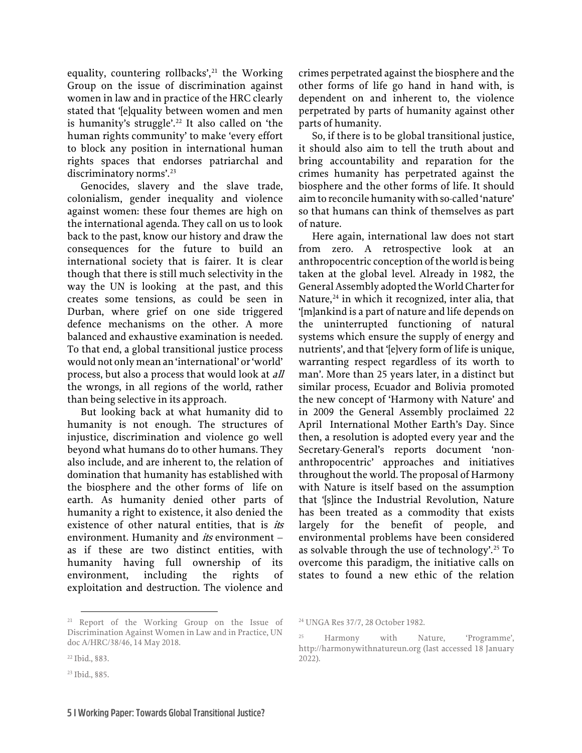equality, countering rollbacks',[21] the Working Group on the issue of discrimination against women in law and in practice of the HRC clearly stated that '[e]quality between women and men is humanity's struggle'.[22] It also called on 'the human rights community' to make 'every effort to block any position in international human rights spaces that endorses patriarchal and discriminatory norms'.[23]

Genocides, slavery and the slave trade, colonialism, gender inequality and violence against women: these four themes are high on the international agenda. They call on us to look back to the past, know our history and draw the consequences for the future to build an international society that is fairer. It is clear though that there is still much selectivity in the way the UN is looking at the past, and this creates some tensions, as could be seen in Durban, where grief on one side triggered defence mechanisms on the other. A more balanced and exhaustive examination is needed. To that end, a global transitional justice process would not only mean an 'international' or 'world' process, but also a process that would look at *all* the wrongs, in all regions of the world, rather than being selective in its approach.

But looking back at what humanity did to humanity is not enough. The structures of injustice, discrimination and violence go well beyond what humans do to other humans. They also include, and are inherent to, the relation of domination that humanity has established with the biosphere and the other forms of life on earth. As humanity denied other parts of humanity a right to existence, it also denied the existence of other natural entities, that is *its* environment. Humanity and *its* environment – as if these are two distinct entities, with humanity having full ownership of its environment, including the rights of exploitation and destruction. The violence and crimes perpetrated against the biosphere and the other forms of life go hand in hand with, is dependent on and inherent to, the violence perpetrated by parts of humanity against other parts of humanity.

So, if there is to be global transitional justice, it should also aim to tell the truth about and bring accountability and reparation for the crimes humanity has perpetrated against the biosphere and the other forms of life. It should aim to reconcile humanity with so-called 'nature' so that humans can think of themselves as part of nature.

Here again, international law does not start from zero. A retrospective look at an anthropocentric conception of the world is being taken at the global level. Already in 1982, the General Assembly adopted the World Charter for Nature,[24] in which it recognized, inter alia, that '[m]ankind is a part of nature and life depends on the uninterrupted functioning of natural systems which ensure the supply of energy and nutrients', and that '[e]very form of life is unique, warranting respect regardless of its worth to man'. More than 25 years later, in a distinct but similar process, Ecuador and Bolivia promoted the new concept of 'Harmony with Nature' and in 2009 the General Assembly proclaimed 22 April International Mother Earth's Day. Since then, a resolution is adopted every year and the Secretary-General's reports document 'non-anthropocentric' approaches and initiatives throughout the world. The proposal of Harmony with Nature is itself based on the assumption that '[s]ince the Industrial Revolution, Nature has been treated as a commodity that exists largely for the benefit of people, and environmental problems have been considered as solvable through the use of technology'.[25] To overcome this paradigm, the initiative calls on states to found a new ethic of the relation

---

[21] Report of the Working Group on the Issue of Discrimination Against Women in Law and in Practice, UN doc A/HRC/38/46, 14 May 2018.

[22] Ibid., §83.

[23] Ibid., §85.

[24] UNGA Res 37/7, 28 October 1982.

[25] Harmony with Nature, 'Programme', http://harmonywithnatureun.org (last accessed 18 January 2022).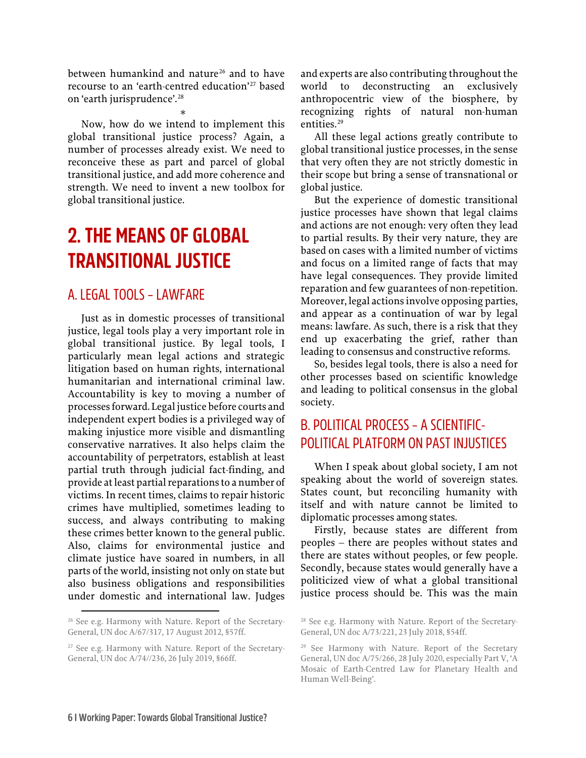between humankind and nature[26] and to have recourse to an 'earth-centred education'[27] based on 'earth jurisprudence'.[28]

*

Now, how do we intend to implement this global transitional justice process? Again, a number of processes already exist. We need to reconceive these as part and parcel of global transitional justice, and add more coherence and strength. We need to invent a new toolbox for global transitional justice.

## 2. THE MEANS OF GLOBAL TRANSITIONAL JUSTICE

### A. LEGAL TOOLS – LAWFARE

Just as in domestic processes of transitional justice, legal tools play a very important role in global transitional justice. By legal tools, I particularly mean legal actions and strategic litigation based on human rights, international humanitarian and international criminal law. Accountability is key to moving a number of processes forward. Legal justice before courts and independent expert bodies is a privileged way of making injustice more visible and dismantling conservative narratives. It also helps claim the accountability of perpetrators, establish at least partial truth through judicial fact-finding, and provide at least partial reparations to a number of victims. In recent times, claims to repair historic crimes have multiplied, sometimes leading to success, and always contributing to making these crimes better known to the general public. Also, claims for environmental justice and climate justice have soared in numbers, in all parts of the world, insisting not only on state but also business obligations and responsibilities under domestic and international law. Judges and experts are also contributing throughout the world to deconstructing an exclusively anthropocentric view of the biosphere, by recognizing rights of natural non-human entities.[29]

All these legal actions greatly contribute to global transitional justice processes, in the sense that very often they are not strictly domestic in their scope but bring a sense of transnational or global justice.

But the experience of domestic transitional justice processes have shown that legal claims and actions are not enough: very often they lead to partial results. By their very nature, they are based on cases with a limited number of victims and focus on a limited range of facts that may have legal consequences. They provide limited reparation and few guarantees of non-repetition. Moreover, legal actions involve opposing parties, and appear as a continuation of war by legal means: lawfare. As such, there is a risk that they end up exacerbating the grief, rather than leading to consensus and constructive reforms.

So, besides legal tools, there is also a need for other processes based on scientific knowledge and leading to political consensus in the global society.

### B. POLITICAL PROCESS – A SCIENTIFIC-POLITICAL PLATFORM ON PAST INJUSTICES

When I speak about global society, I am not speaking about the world of sovereign states. States count, but reconciling humanity with itself and with nature cannot be limited to diplomatic processes among states.

Firstly, because states are different from peoples – there are peoples without states and there are states without peoples, or few people. Secondly, because states would generally have a politicized view of what a global transitional justice process should be. This was the main

---

[26] See e.g. Harmony with Nature. Report of the Secretary-General, UN doc A/67/317, 17 August 2012, §57ff.

[27] See e.g. Harmony with Nature. Report of the Secretary-General, UN doc A/74//236, 26 July 2019, §66ff.

[28] See e.g. Harmony with Nature. Report of the Secretary-General, UN doc A/73/221, 23 July 2018, §54ff.

[29] See Harmony with Nature. Report of the Secretary General, UN doc A/75/266, 28 July 2020, especially Part V, 'A Mosaic of Earth-Centred Law for Planetary Health and Human Well-Being'.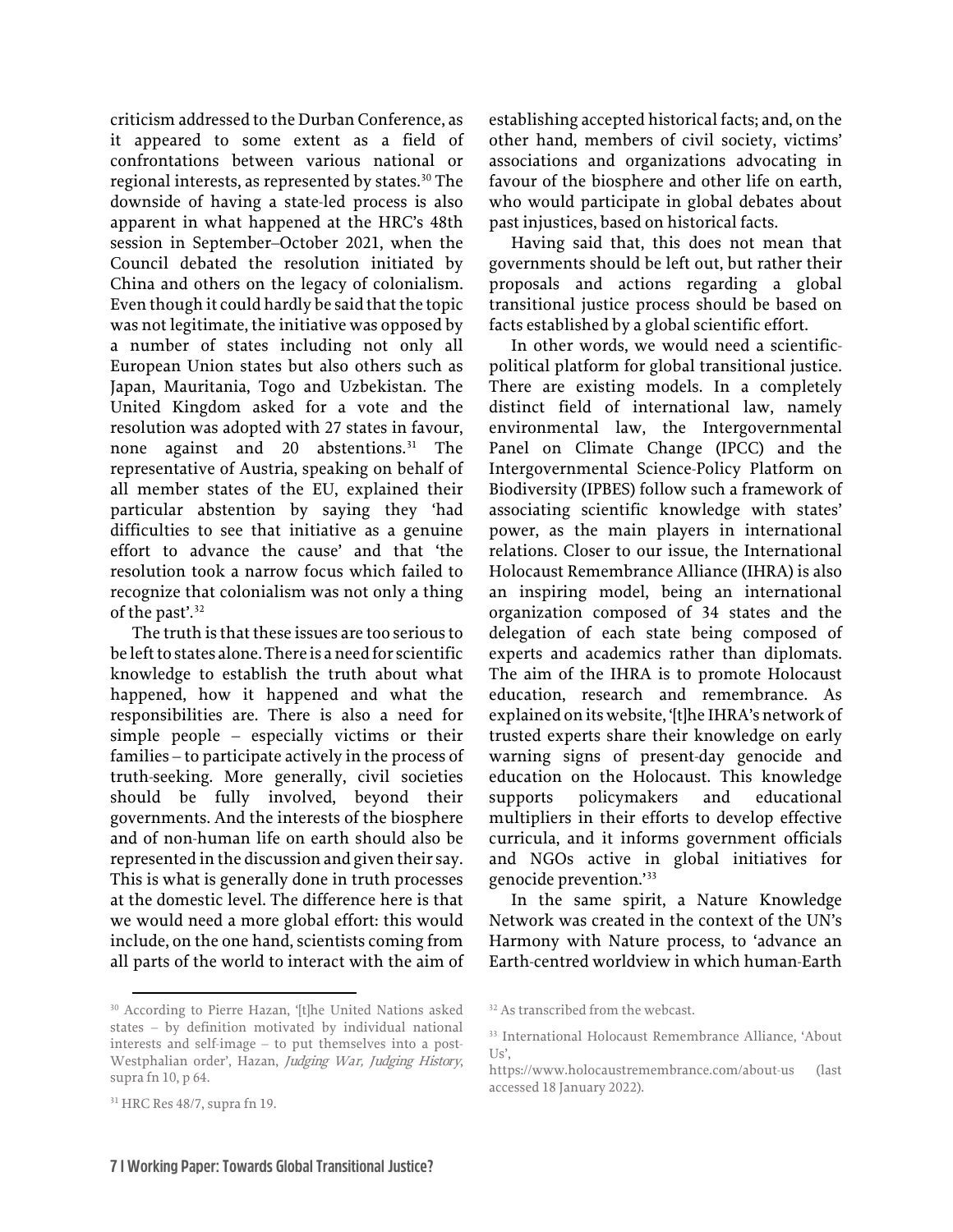criticism addressed to the Durban Conference, as it appeared to some extent as a field of confrontations between various national or regional interests, as represented by states.[30] The downside of having a state-led process is also apparent in what happened at the HRC's 48th session in September–October 2021, when the Council debated the resolution initiated by China and others on the legacy of colonialism. Even though it could hardly be said that the topic was not legitimate, the initiative was opposed by a number of states including not only all European Union states but also others such as Japan, Mauritania, Togo and Uzbekistan. The United Kingdom asked for a vote and the resolution was adopted with 27 states in favour, none against and 20 abstentions.[31] The representative of Austria, speaking on behalf of all member states of the EU, explained their particular abstention by saying they 'had difficulties to see that initiative as a genuine effort to advance the cause' and that 'the resolution took a narrow focus which failed to recognize that colonialism was not only a thing of the past'.[32]

The truth is that these issues are too serious to be left to states alone. There is a need for scientific knowledge to establish the truth about what happened, how it happened and what the responsibilities are. There is also a need for simple people – especially victims or their families – to participate actively in the process of truth-seeking. More generally, civil societies should be fully involved, beyond their governments. And the interests of the biosphere and of non-human life on earth should also be represented in the discussion and given their say. This is what is generally done in truth processes at the domestic level. The difference here is that we would need a more global effort: this would include, on the one hand, scientists coming from all parts of the world to interact with the aim of establishing accepted historical facts; and, on the other hand, members of civil society, victims' associations and organizations advocating in favour of the biosphere and other life on earth, who would participate in global debates about past injustices, based on historical facts.

Having said that, this does not mean that governments should be left out, but rather their proposals and actions regarding a global transitional justice process should be based on facts established by a global scientific effort.

In other words, we would need a scientific-political platform for global transitional justice. There are existing models. In a completely distinct field of international law, namely environmental law, the Intergovernmental Panel on Climate Change (IPCC) and the Intergovernmental Science-Policy Platform on Biodiversity (IPBES) follow such a framework of associating scientific knowledge with states' power, as the main players in international relations. Closer to our issue, the International Holocaust Remembrance Alliance (IHRA) is also an inspiring model, being an international organization composed of 34 states and the delegation of each state being composed of experts and academics rather than diplomats. The aim of the IHRA is to promote Holocaust education, research and remembrance. As explained on its website, '[t]he IHRA's network of trusted experts share their knowledge on early warning signs of present-day genocide and education on the Holocaust. This knowledge supports policymakers and educational multipliers in their efforts to develop effective curricula, and it informs government officials and NGOs active in global initiatives for genocide prevention.'[33]

In the same spirit, a Nature Knowledge Network was created in the context of the UN's Harmony with Nature process, to 'advance an Earth-centred worldview in which human-Earth

---

[30] According to Pierre Hazan, '[t]he United Nations asked states – by definition motivated by individual national interests and self-image – to put themselves into a post-Westphalian order', Hazan, *Judging War, Judging History*, supra fn 10, p 64.

[31] HRC Res 48/7, supra fn 19.

[32] As transcribed from the webcast.

[33] International Holocaust Remembrance Alliance, 'About Us', https://www.holocaustremembrance.com/about-us (last accessed 18 January 2022).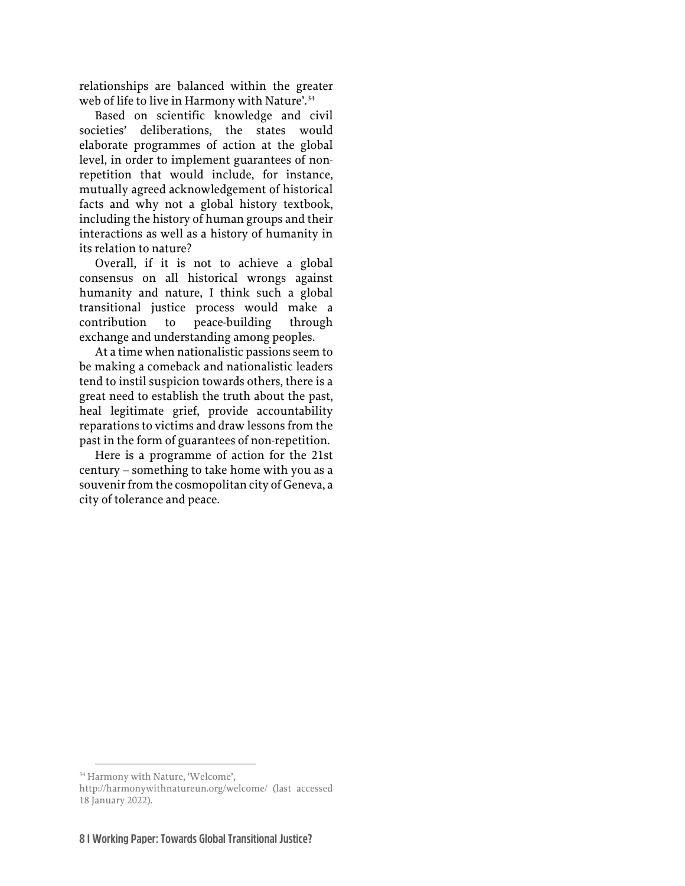relationships are balanced within the greater web of life to live in Harmony with Nature'.[34]

Based on scientific knowledge and civil societies' deliberations, the states would elaborate programmes of action at the global level, in order to implement guarantees of non-repetition that would include, for instance, mutually agreed acknowledgement of historical facts and why not a global history textbook, including the history of human groups and their interactions as well as a history of humanity in its relation to nature?

Overall, if it is not to achieve a global consensus on all historical wrongs against humanity and nature, I think such a global transitional justice process would make a contribution to peace-building through exchange and understanding among peoples.

At a time when nationalistic passions seem to be making a comeback and nationalistic leaders tend to instil suspicion towards others, there is a great need to establish the truth about the past, heal legitimate grief, provide accountability reparations to victims and draw lessons from the past in the form of guarantees of non-repetition.

Here is a programme of action for the 21st century – something to take home with you as a souvenir from the cosmopolitan city of Geneva, a city of tolerance and peace.

---

[34] Harmony with Nature, 'Welcome', http://harmonywithnatureun.org/welcome/ (last accessed 18 January 2022).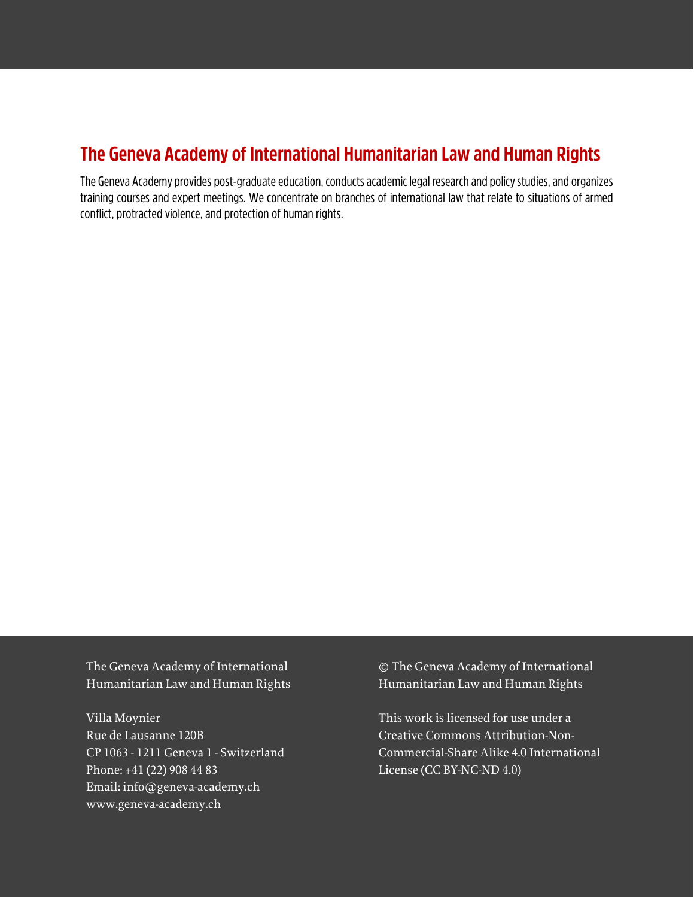## The Geneva Academy of International Humanitarian Law and Human Rights

The Geneva Academy provides post-graduate education, conducts academic legal research and policy studies, and organizes training courses and expert meetings. We concentrate on branches of international law that relate to situations of armed conflict, protracted violence, and protection of human rights.

The Geneva Academy of International Humanitarian Law and Human Rights

Villa Moynier
Rue de Lausanne 120B
CP 1063 - 1211 Geneva 1 - Switzerland
Phone: +41 (22) 908 44 83
Email: info@geneva-academy.ch
www.geneva-academy.ch

© The Geneva Academy of International Humanitarian Law and Human Rights

This work is licensed for use under a Creative Commons Attribution-Non-Commercial-Share Alike 4.0 International License (CC BY-NC-ND 4.0)